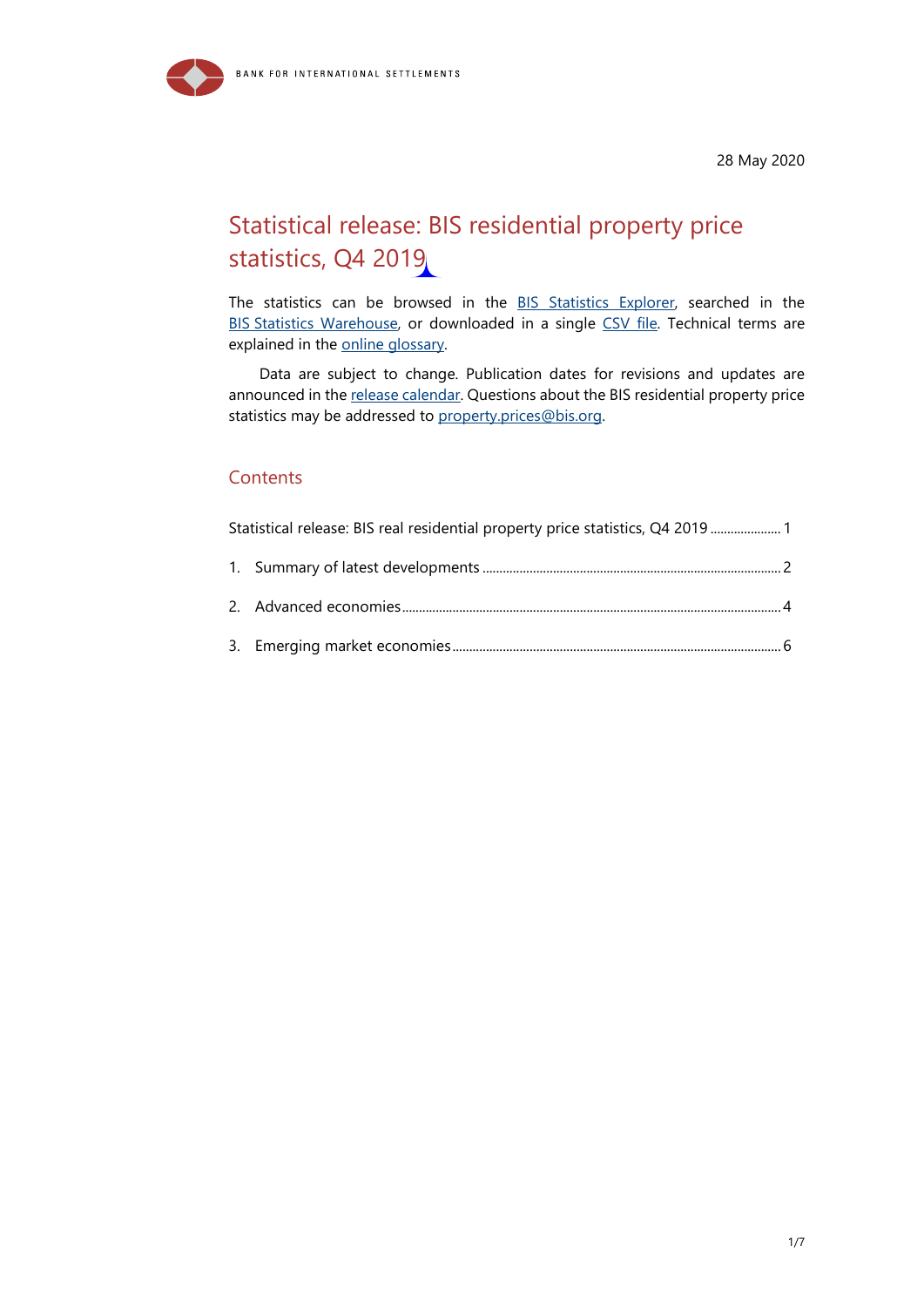BANK FOR INTERNATIONAL SETTLEMENTS

28 May 2020

# Statistical release: BIS residential property price statistics, Q4 2019

The statistics can be browsed in the BIS Statistics Explorer, searched in the BIS Statistics Warehouse, or downloaded in a single CSV file. Technical terms are explained in the online glossary.

Data are subject to change. Publication dates for revisions and updates are announced in the release calendar. Questions about the BIS residential property price statistics may be addressed to property.prices@bis.org.

## Contents

Statistical release: BIS real residential property price statistics, Q4 2019 ..................... 1

1. Summary of latest developments ..................... 2
2. Advanced economies ..................... 4
3. Emerging market economies ..................... 6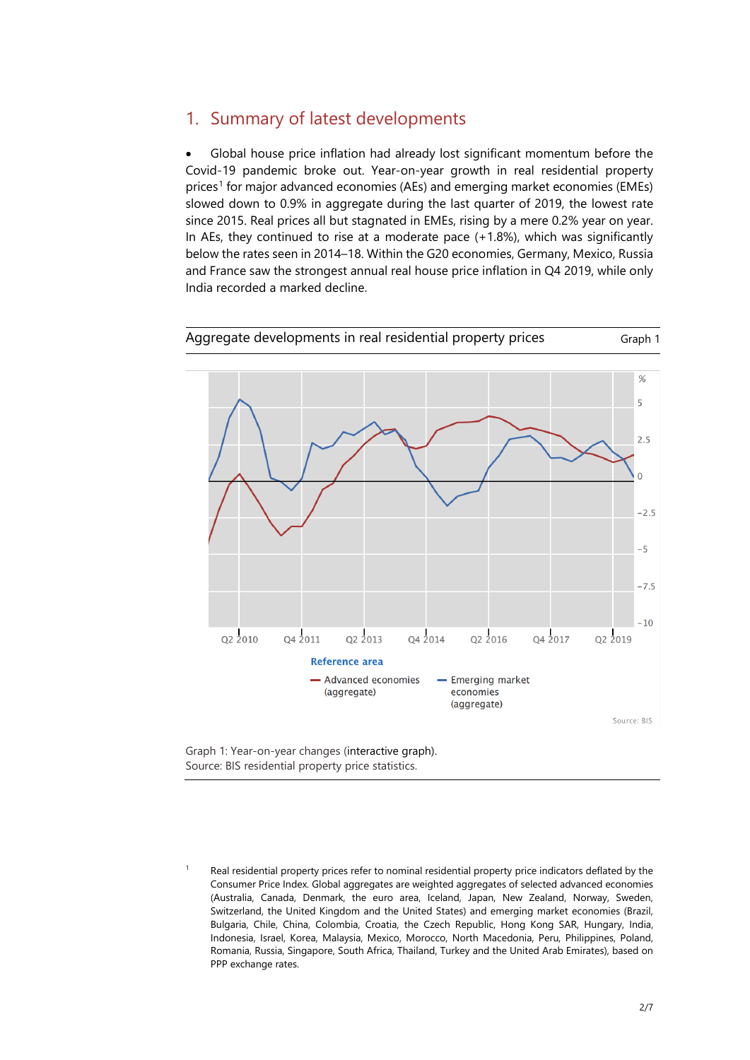## 1. Summary of latest developments

- Global house price inflation had already lost significant momentum before the Covid-19 pandemic broke out. Year-on-year growth in real residential property prices[1] for major advanced economies (AEs) and emerging market economies (EMEs) slowed down to 0.9% in aggregate during the last quarter of 2019, the lowest rate since 2015. Real prices all but stagnated in EMEs, rising by a mere 0.2% year on year. In AEs, they continued to rise at a moderate pace (+1.8%), which was significantly below the rates seen in 2014–18. Within the G20 economies, Germany, Mexico, Russia and France saw the strongest annual real house price inflation in Q4 2019, while only India recorded a marked decline.

**Aggregate developments in real residential property prices** — Graph 1

Graph 1: Year-on-year changes (interactive graph).
Source: BIS residential property price statistics.

[1] Real residential property prices refer to nominal residential property price indicators deflated by the Consumer Price Index. Global aggregates are weighted aggregates of selected advanced economies (Australia, Canada, Denmark, the euro area, Iceland, Japan, New Zealand, Norway, Sweden, Switzerland, the United Kingdom and the United States) and emerging market economies (Brazil, Bulgaria, Chile, China, Colombia, Croatia, the Czech Republic, Hong Kong SAR, Hungary, India, Indonesia, Israel, Korea, Malaysia, Mexico, Morocco, North Macedonia, Peru, Philippines, Poland, Romania, Russia, Singapore, South Africa, Thailand, Turkey and the United Arab Emirates), based on PPP exchange rates.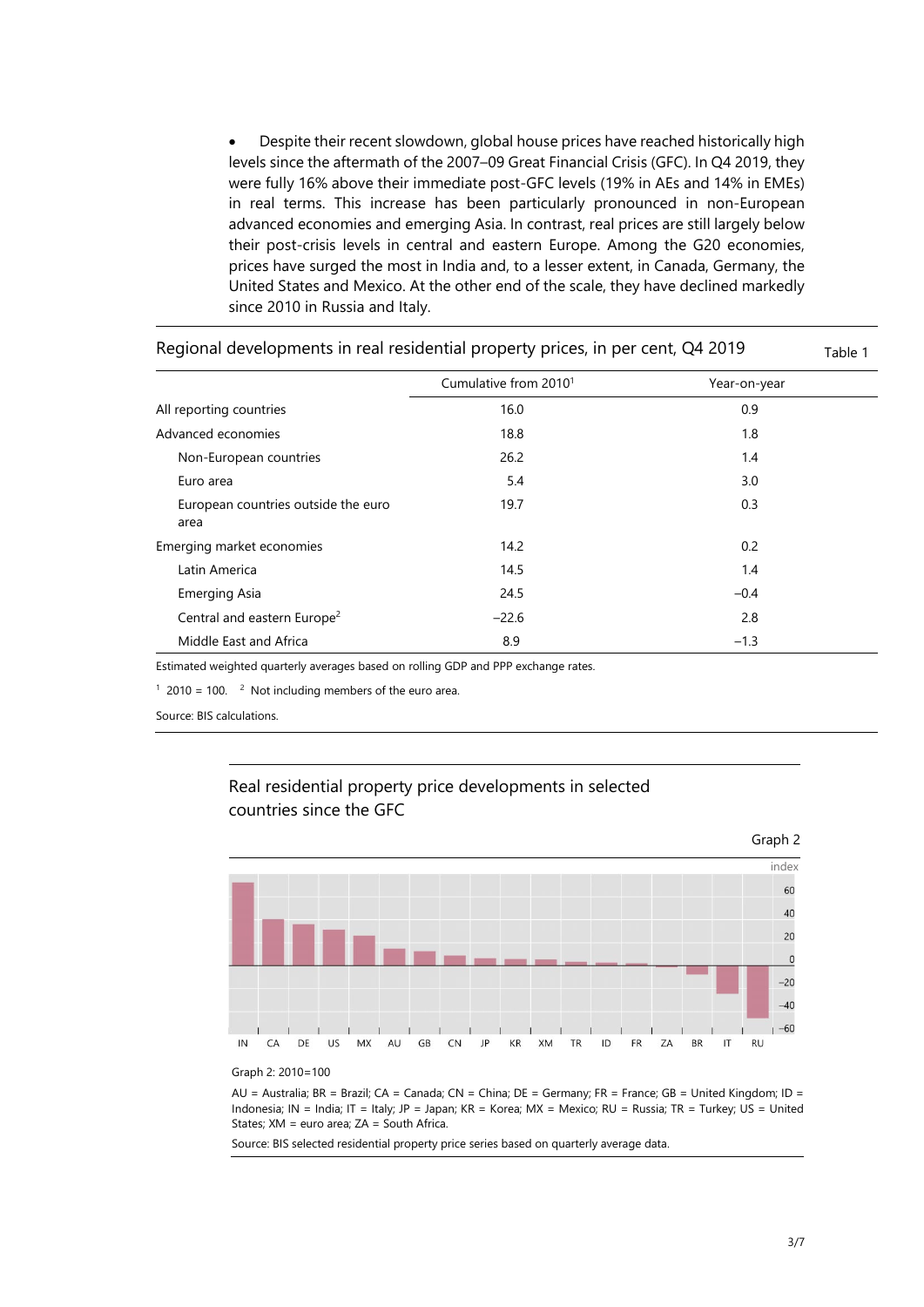- Despite their recent slowdown, global house prices have reached historically high levels since the aftermath of the 2007–09 Great Financial Crisis (GFC). In Q4 2019, they were fully 16% above their immediate post-GFC levels (19% in AEs and 14% in EMEs) in real terms. This increase has been particularly pronounced in non-European advanced economies and emerging Asia. In contrast, real prices are still largely below their post-crisis levels in central and eastern Europe. Among the G20 economies, prices have surged the most in India and, to a lesser extent, in Canada, Germany, the United States and Mexico. At the other end of the scale, they have declined markedly since 2010 in Russia and Italy.

Regional developments in real residential property prices, in per cent, Q4 2019 — Table 1

| | Cumulative from 2010[1] | Year-on-year |
|---|---|---|
| All reporting countries | 16.0 | 0.9 |
| Advanced economies | 18.8 | 1.8 |
| Non-European countries | 26.2 | 1.4 |
| Euro area | 5.4 | 3.0 |
| European countries outside the euro area | 19.7 | 0.3 |
| Emerging market economies | 14.2 | 0.2 |
| Latin America | 14.5 | 1.4 |
| Emerging Asia | 24.5 | −0.4 |
| Central and eastern Europe[2] | −22.6 | 2.8 |
| Middle East and Africa | 8.9 | −1.3 |

Estimated weighted quarterly averages based on rolling GDP and PPP exchange rates.

[1] 2010 = 100. [2] Not including members of the euro area.

Source: BIS calculations.

Real residential property price developments in selected countries since the GFC — Graph 2

Graph 2: 2010=100

AU = Australia; BR = Brazil; CA = Canada; CN = China; DE = Germany; FR = France; GB = United Kingdom; ID = Indonesia; IN = India; IT = Italy; JP = Japan; KR = Korea; MX = Mexico; RU = Russia; TR = Turkey; US = United States; XM = euro area; ZA = South Africa.

Source: BIS selected residential property price series based on quarterly average data.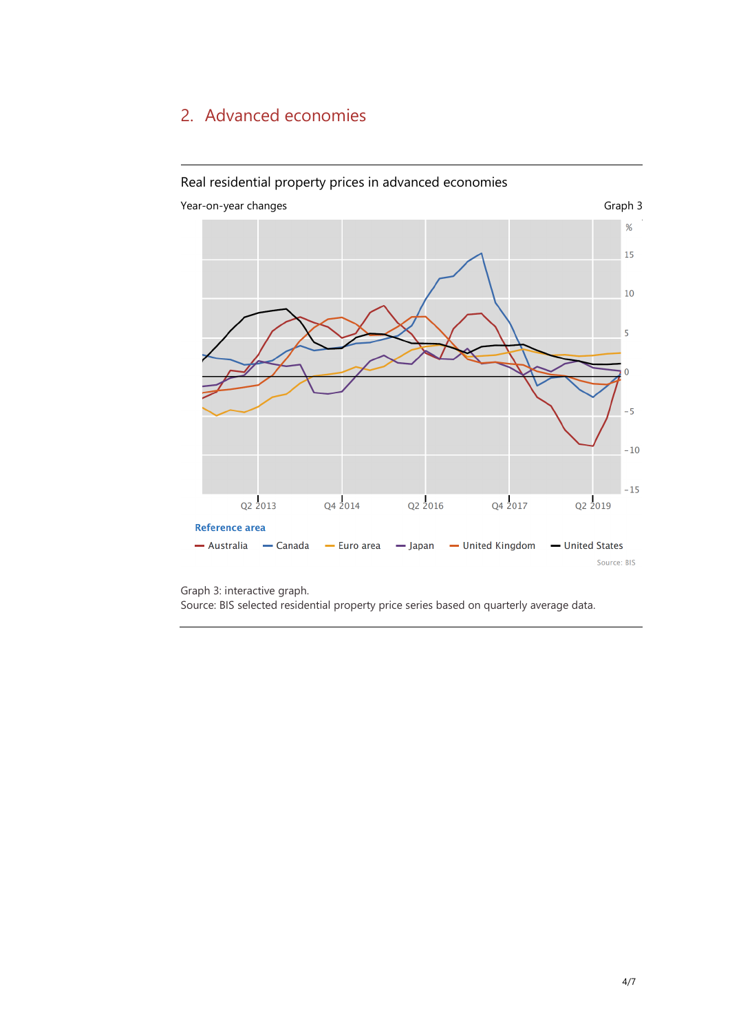## 2. Advanced economies

Real residential property prices in advanced economies

Year-on-year changes

Graph 3

Graph 3: interactive graph.
Source: BIS selected residential property price series based on quarterly average data.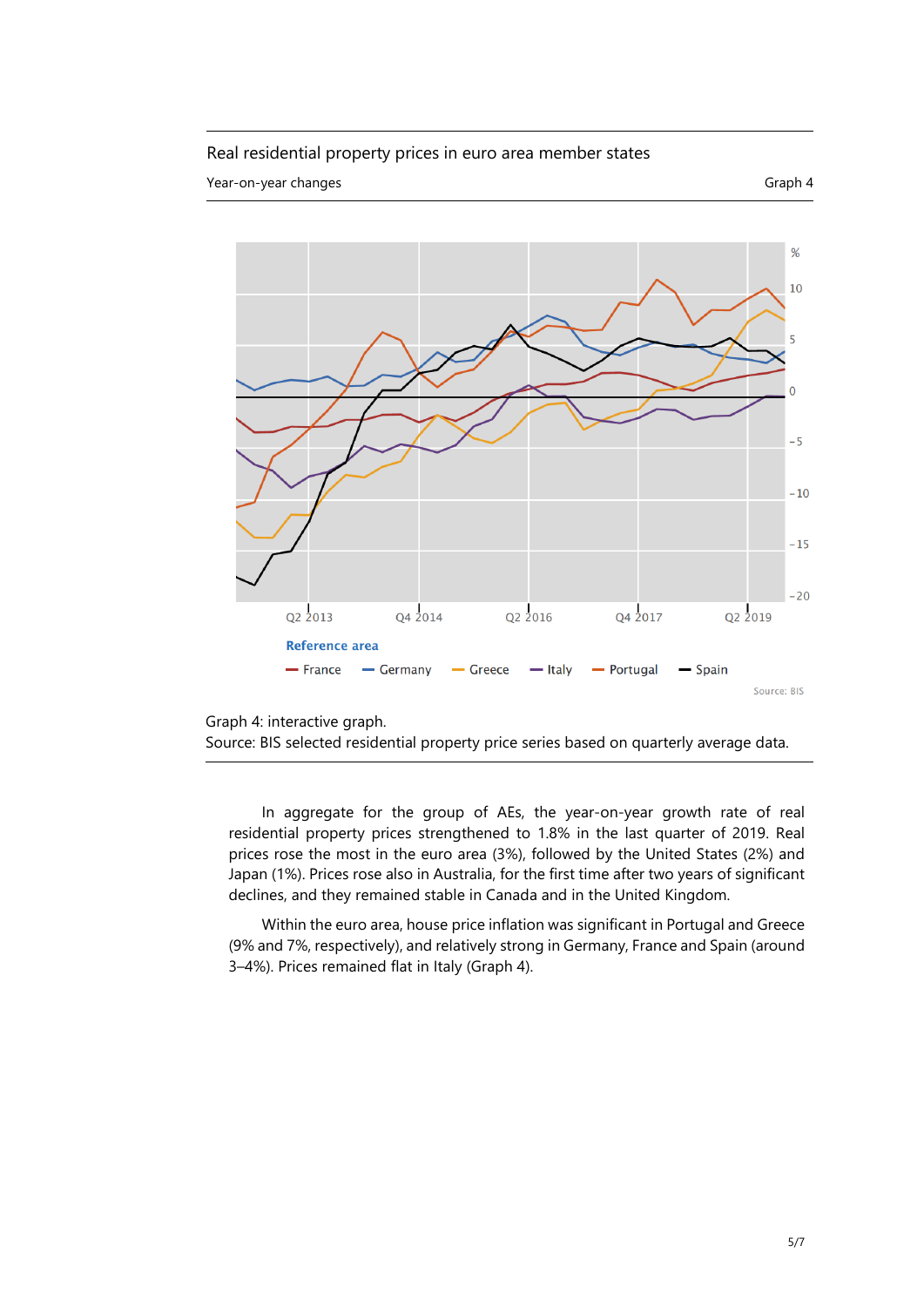Real residential property prices in euro area member states

Year-on-year changes

Graph 4

Graph 4: interactive graph.
Source: BIS selected residential property price series based on quarterly average data.

In aggregate for the group of AEs, the year-on-year growth rate of real residential property prices strengthened to 1.8% in the last quarter of 2019. Real prices rose the most in the euro area (3%), followed by the United States (2%) and Japan (1%). Prices rose also in Australia, for the first time after two years of significant declines, and they remained stable in Canada and in the United Kingdom.

Within the euro area, house price inflation was significant in Portugal and Greece (9% and 7%, respectively), and relatively strong in Germany, France and Spain (around 3–4%). Prices remained flat in Italy (Graph 4).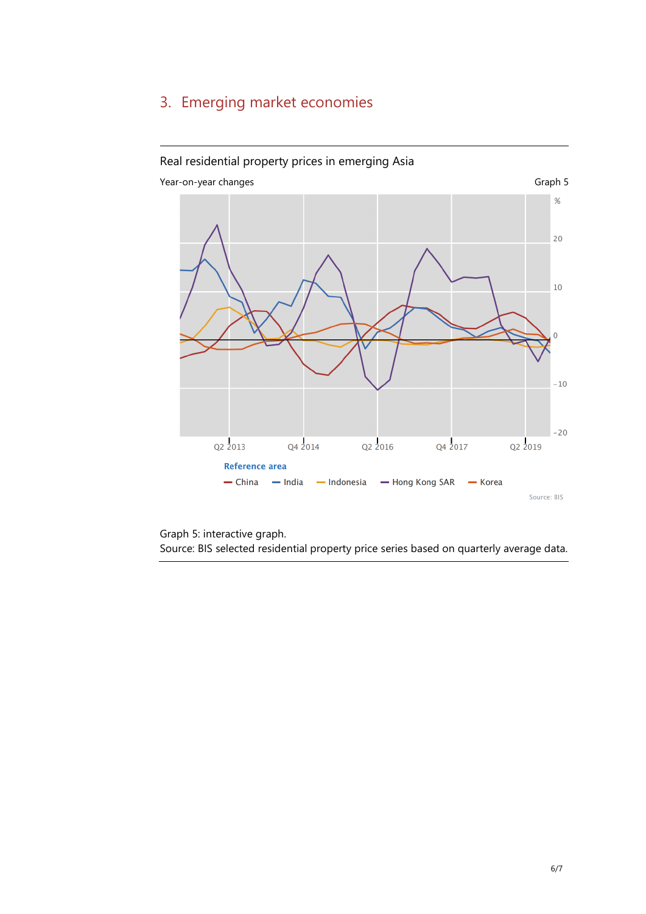## 3. Emerging market economies

Real residential property prices in emerging Asia

Year-on-year changes

Graph 5

Graph 5: interactive graph.

Source: BIS selected residential property price series based on quarterly average data.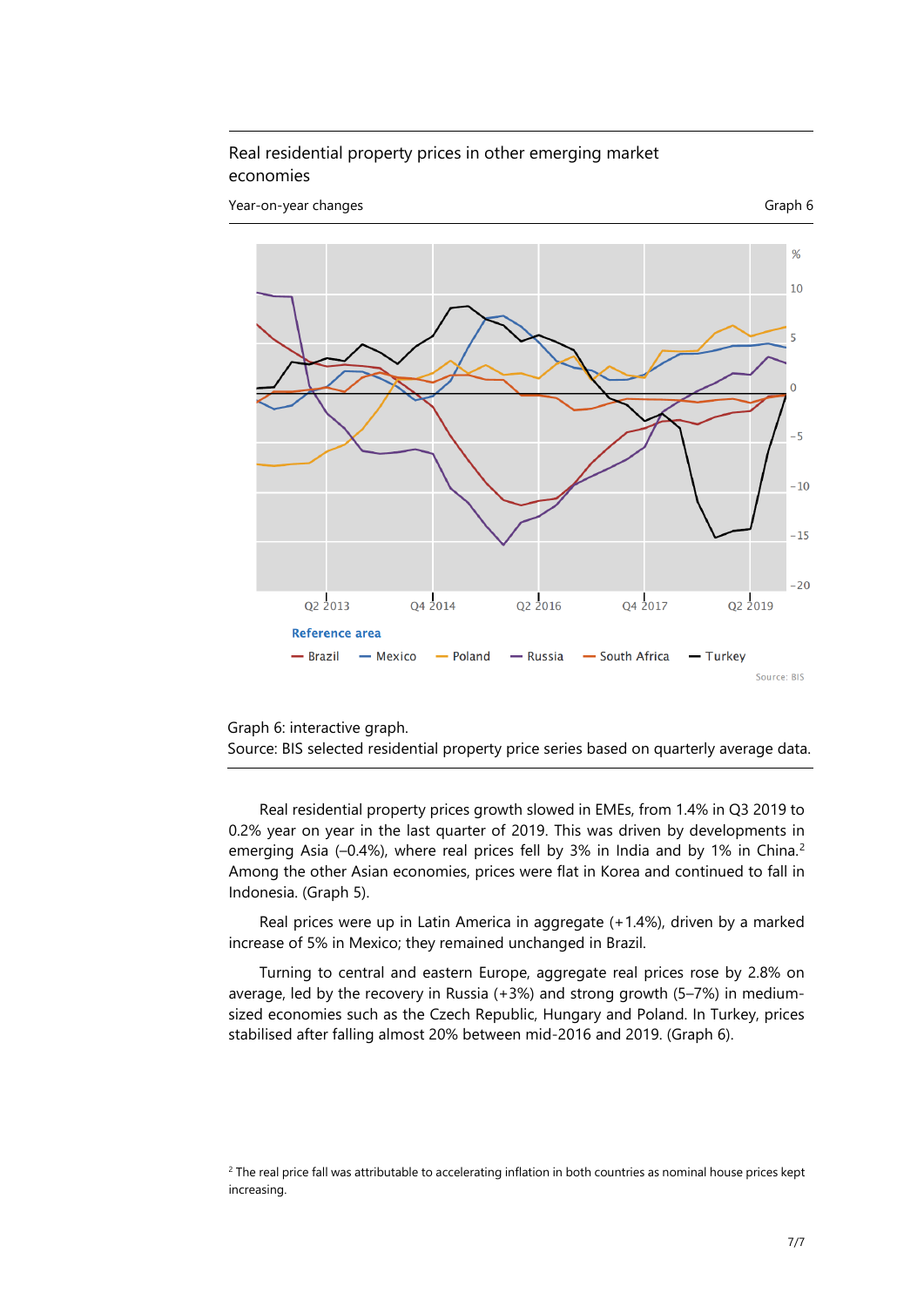Real residential property prices in other emerging market economies

Year-on-year changes

Graph 6

%

10

5

0

–5

–10

–15

–20

Q2 2013

Q4 2014

Q2 2016

Q4 2017

Q2 2019

Reference area

Brazil

Mexico

Poland

Russia

South Africa

Turkey

Source: BIS

Graph 6: interactive graph.

Source: BIS selected residential property price series based on quarterly average data.

Real residential property prices growth slowed in EMEs, from 1.4% in Q3 2019 to 0.2% year on year in the last quarter of 2019. This was driven by developments in emerging Asia (–0.4%), where real prices fell by 3% in India and by 1% in China.[2] Among the other Asian economies, prices were flat in Korea and continued to fall in Indonesia. (Graph 5).

Real prices were up in Latin America in aggregate (+1.4%), driven by a marked increase of 5% in Mexico; they remained unchanged in Brazil.

Turning to central and eastern Europe, aggregate real prices rose by 2.8% on average, led by the recovery in Russia (+3%) and strong growth (5–7%) in medium-sized economies such as the Czech Republic, Hungary and Poland. In Turkey, prices stabilised after falling almost 20% between mid-2016 and 2019. (Graph 6).

[2] The real price fall was attributable to accelerating inflation in both countries as nominal house prices kept increasing.